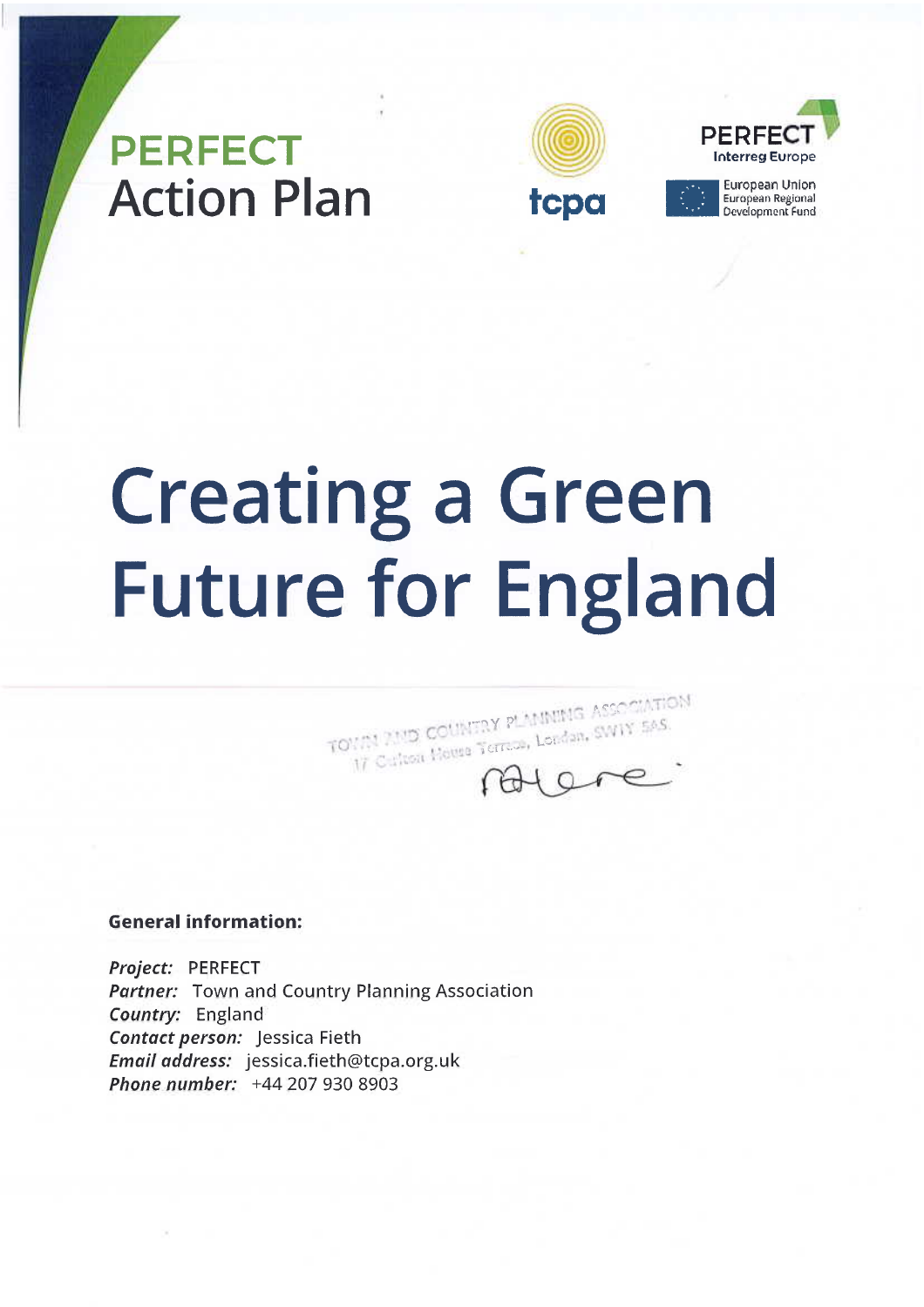PERFECT

Action Plan

tcpa

PERFECT
Interreg Europe

European Union
European Regional Development Fund

# Creating a Green Future for England

TOWN AND COUNTRY PLANNING ASSOCIATION
17 Carlton House Terrace, London, SW1Y 5AS

**General information:**

***Project:*** PERFECT
***Partner:*** Town and Country Planning Association
***Country:*** England
***Contact person:*** Jessica Fieth
***Email address:*** jessica.fieth@tcpa.org.uk
***Phone number:*** +44 207 930 8903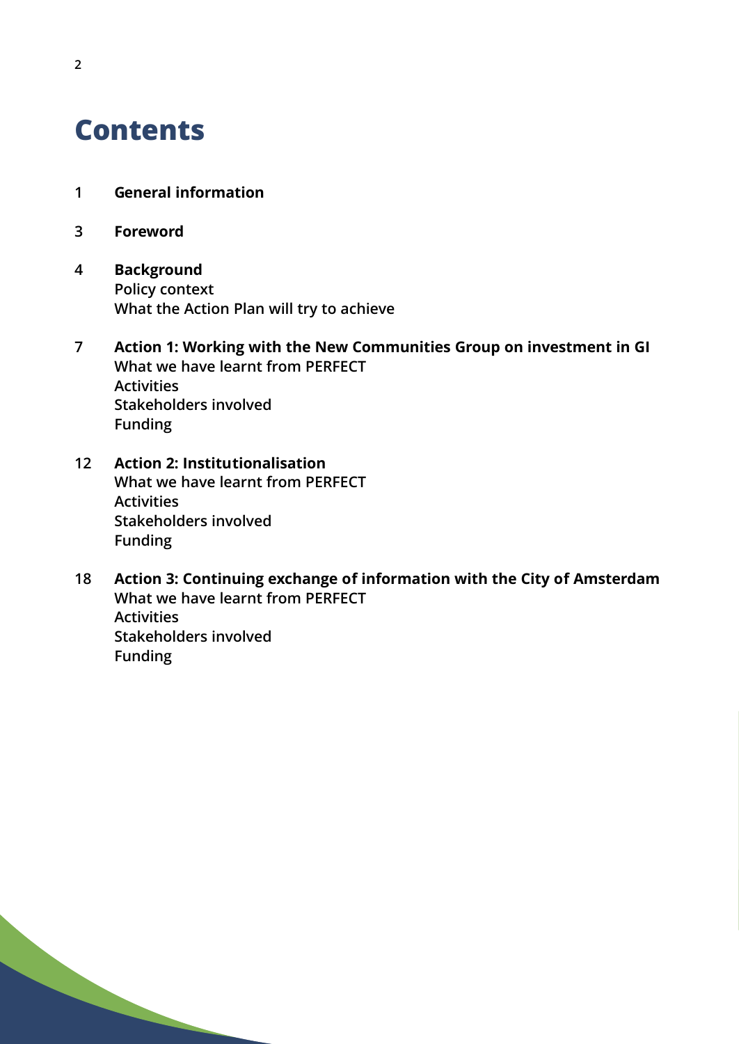# Contents

1 **General information**

3 **Foreword**

4 **Background**
Policy context
What the Action Plan will try to achieve

7 **Action 1: Working with the New Communities Group on investment in GI**
What we have learnt from PERFECT
Activities
Stakeholders involved
Funding

12 **Action 2: Institutionalisation**
What we have learnt from PERFECT
Activities
Stakeholders involved
Funding

18 **Action 3: Continuing exchange of information with the City of Amsterdam**
What we have learnt from PERFECT
Activities
Stakeholders involved
Funding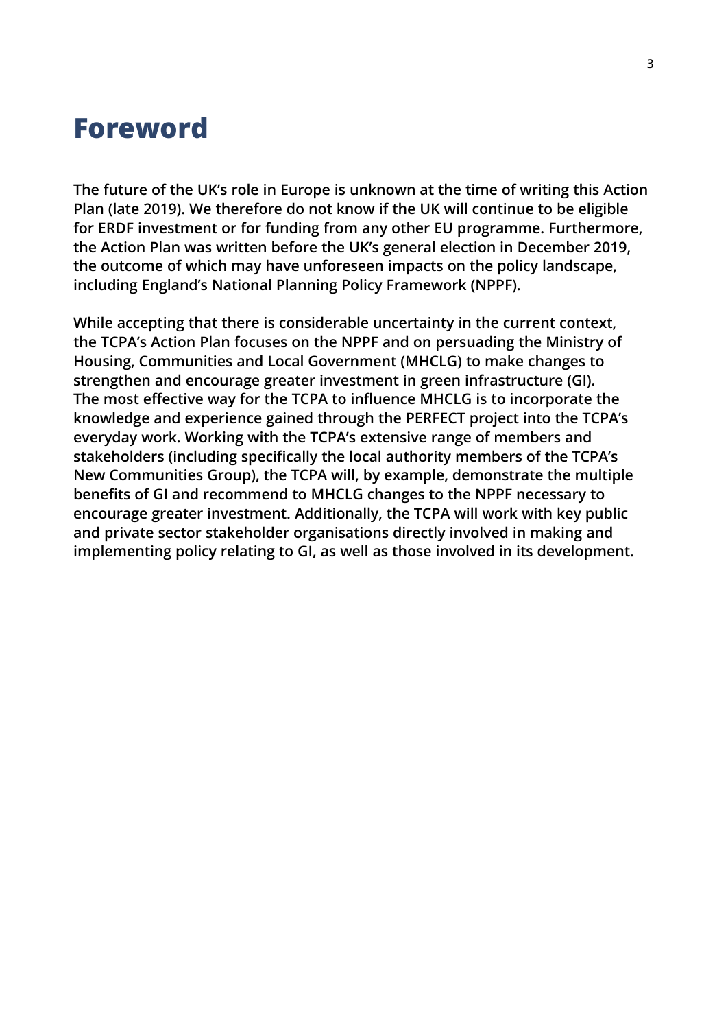# Foreword

**The future of the UK's role in Europe is unknown at the time of writing this Action Plan (late 2019). We therefore do not know if the UK will continue to be eligible for ERDF investment or for funding from any other EU programme. Furthermore, the Action Plan was written before the UK's general election in December 2019, the outcome of which may have unforeseen impacts on the policy landscape, including England's National Planning Policy Framework (NPPF).**

**While accepting that there is considerable uncertainty in the current context, the TCPA's Action Plan focuses on the NPPF and on persuading the Ministry of Housing, Communities and Local Government (MHCLG) to make changes to strengthen and encourage greater investment in green infrastructure (GI). The most effective way for the TCPA to influence MHCLG is to incorporate the knowledge and experience gained through the PERFECT project into the TCPA's everyday work. Working with the TCPA's extensive range of members and stakeholders (including specifically the local authority members of the TCPA's New Communities Group), the TCPA will, by example, demonstrate the multiple benefits of GI and recommend to MHCLG changes to the NPPF necessary to encourage greater investment. Additionally, the TCPA will work with key public and private sector stakeholder organisations directly involved in making and implementing policy relating to GI, as well as those involved in its development.**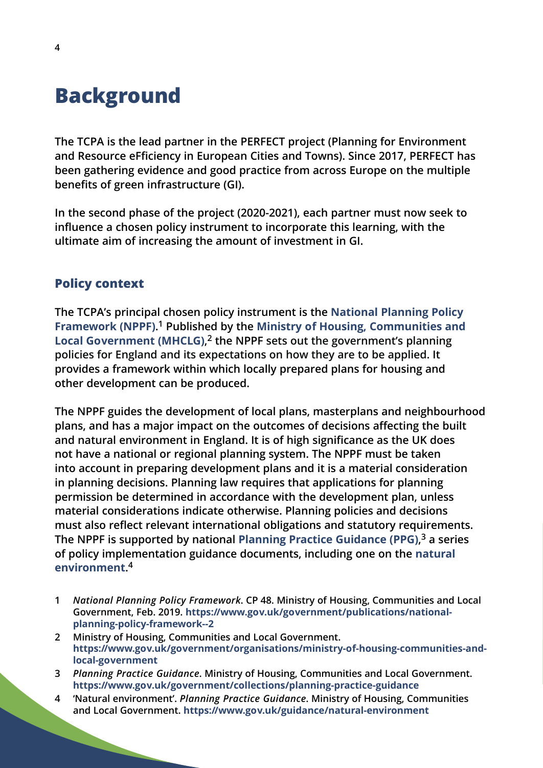# Background

The TCPA is the lead partner in the PERFECT project (Planning for Environment and Resource eFficiency in European Cities and Towns). Since 2017, PERFECT has been gathering evidence and good practice from across Europe on the multiple benefits of green infrastructure (GI).

In the second phase of the project (2020-2021), each partner must now seek to influence a chosen policy instrument to incorporate this learning, with the ultimate aim of increasing the amount of investment in GI.

## Policy context

The TCPA's principal chosen policy instrument is the National Planning Policy Framework (NPPF).[1] Published by the Ministry of Housing, Communities and Local Government (MHCLG),[2] the NPPF sets out the government's planning policies for England and its expectations on how they are to be applied. It provides a framework within which locally prepared plans for housing and other development can be produced.

The NPPF guides the development of local plans, masterplans and neighbourhood plans, and has a major impact on the outcomes of decisions affecting the built and natural environment in England. It is of high significance as the UK does not have a national or regional planning system. The NPPF must be taken into account in preparing development plans and it is a material consideration in planning decisions. Planning law requires that applications for planning permission be determined in accordance with the development plan, unless material considerations indicate otherwise. Planning policies and decisions must also reflect relevant international obligations and statutory requirements. The NPPF is supported by national Planning Practice Guidance (PPG),[3] a series of policy implementation guidance documents, including one on the natural environment.[4]

1 *National Planning Policy Framework*. CP 48. Ministry of Housing, Communities and Local Government, Feb. 2019. https://www.gov.uk/government/publications/national-planning-policy-framework--2

2 Ministry of Housing, Communities and Local Government. https://www.gov.uk/government/organisations/ministry-of-housing-communities-and-local-government

3 *Planning Practice Guidance*. Ministry of Housing, Communities and Local Government. https://www.gov.uk/government/collections/planning-practice-guidance

4 'Natural environment'. *Planning Practice Guidance*. Ministry of Housing, Communities and Local Government. https://www.gov.uk/guidance/natural-environment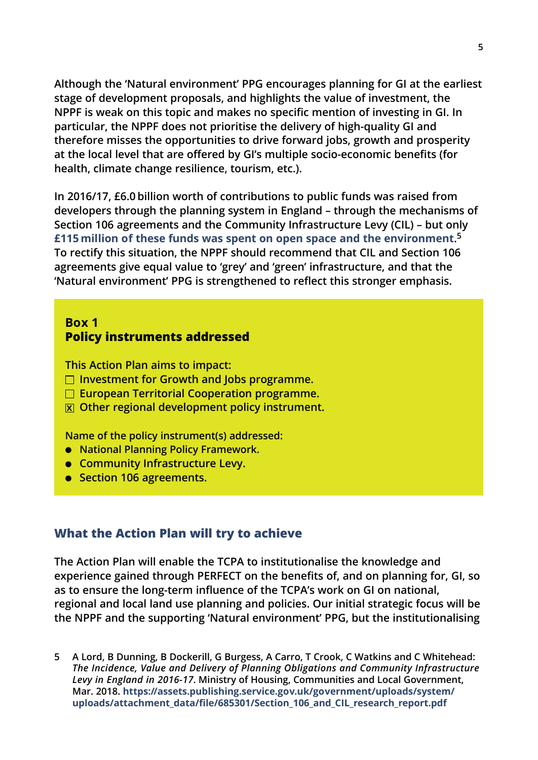Although the 'Natural environment' PPG encourages planning for GI at the earliest stage of development proposals, and highlights the value of investment, the NPPF is weak on this topic and makes no specific mention of investing in GI. In particular, the NPPF does not prioritise the delivery of high-quality GI and therefore misses the opportunities to drive forward jobs, growth and prosperity at the local level that are offered by GI's multiple socio-economic benefits (for health, climate change resilience, tourism, etc.).

In 2016/17, £6.0 billion worth of contributions to public funds was raised from developers through the planning system in England – through the mechanisms of Section 106 agreements and the Community Infrastructure Levy (CIL) – but only **£115 million of these funds was spent on open space and the environment**.[5] To rectify this situation, the NPPF should recommend that CIL and Section 106 agreements give equal value to 'grey' and 'green' infrastructure, and that the 'Natural environment' PPG is strengthened to reflect this stronger emphasis.

> **Box 1**
> **Policy instruments addressed**
>
> This Action Plan aims to impact:
> - [ ] Investment for Growth and Jobs programme.
> - [ ] European Territorial Cooperation programme.
> - [x] Other regional development policy instrument.
>
> Name of the policy instrument(s) addressed:
> - National Planning Policy Framework.
> - Community Infrastructure Levy.
> - Section 106 agreements.

## What the Action Plan will try to achieve

The Action Plan will enable the TCPA to institutionalise the knowledge and experience gained through PERFECT on the benefits of, and on planning for, GI, so as to ensure the long-term influence of the TCPA's work on GI on national, regional and local land use planning and policies. Our initial strategic focus will be the NPPF and the supporting 'Natural environment' PPG, but the institutionalising

5 A Lord, B Dunning, B Dockerill, G Burgess, A Carro, T Crook, C Watkins and C Whitehead: *The Incidence, Value and Delivery of Planning Obligations and Community Infrastructure Levy in England in 2016-17*. Ministry of Housing, Communities and Local Government, Mar. 2018. https://assets.publishing.service.gov.uk/government/uploads/system/uploads/attachment_data/file/685301/Section_106_and_CIL_research_report.pdf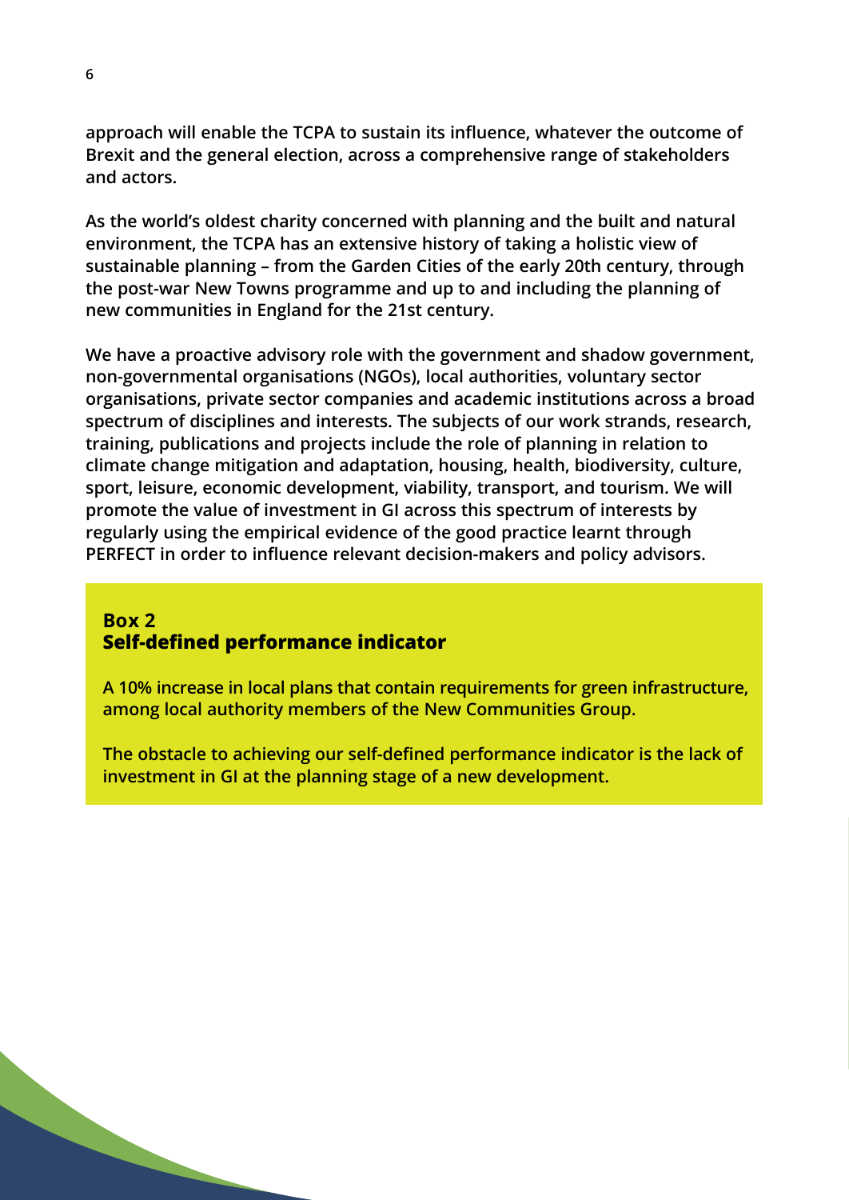approach will enable the TCPA to sustain its influence, whatever the outcome of Brexit and the general election, across a comprehensive range of stakeholders and actors.

As the world's oldest charity concerned with planning and the built and natural environment, the TCPA has an extensive history of taking a holistic view of sustainable planning – from the Garden Cities of the early 20th century, through the post-war New Towns programme and up to and including the planning of new communities in England for the 21st century.

We have a proactive advisory role with the government and shadow government, non-governmental organisations (NGOs), local authorities, voluntary sector organisations, private sector companies and academic institutions across a broad spectrum of disciplines and interests. The subjects of our work strands, research, training, publications and projects include the role of planning in relation to climate change mitigation and adaptation, housing, health, biodiversity, culture, sport, leisure, economic development, viability, transport, and tourism. We will promote the value of investment in GI across this spectrum of interests by regularly using the empirical evidence of the good practice learnt through PERFECT in order to influence relevant decision-makers and policy advisors.

**Box 2**
**Self-defined performance indicator**

A 10% increase in local plans that contain requirements for green infrastructure, among local authority members of the New Communities Group.

The obstacle to achieving our self-defined performance indicator is the lack of investment in GI at the planning stage of a new development.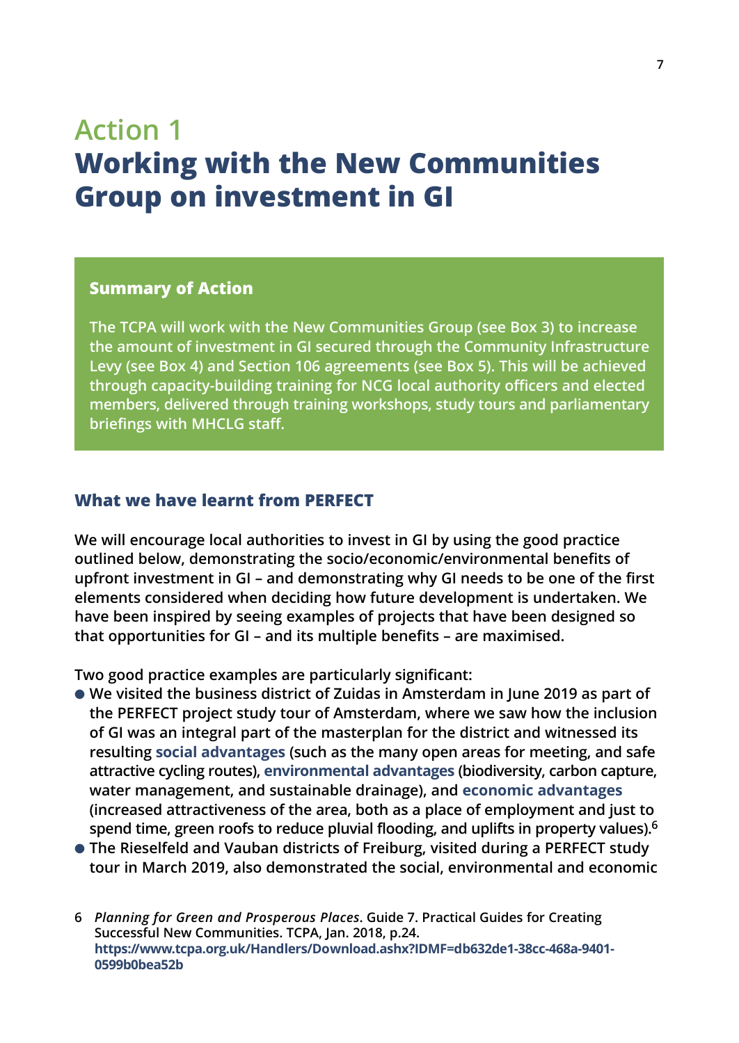# Action 1
# Working with the New Communities Group on investment in GI

**Summary of Action**

The TCPA will work with the New Communities Group (see Box 3) to increase the amount of investment in GI secured through the Community Infrastructure Levy (see Box 4) and Section 106 agreements (see Box 5). This will be achieved through capacity-building training for NCG local authority officers and elected members, delivered through training workshops, study tours and parliamentary briefings with MHCLG staff.

## What we have learnt from PERFECT

We will encourage local authorities to invest in GI by using the good practice outlined below, demonstrating the socio/economic/environmental benefits of upfront investment in GI – and demonstrating why GI needs to be one of the first elements considered when deciding how future development is undertaken. We have been inspired by seeing examples of projects that have been designed so that opportunities for GI – and its multiple benefits – are maximised.

Two good practice examples are particularly significant:

- We visited the business district of Zuidas in Amsterdam in June 2019 as part of the PERFECT project study tour of Amsterdam, where we saw how the inclusion of GI was an integral part of the masterplan for the district and witnessed its resulting **social advantages** (such as the many open areas for meeting, and safe attractive cycling routes), **environmental advantages** (biodiversity, carbon capture, water management, and sustainable drainage), and **economic advantages** (increased attractiveness of the area, both as a place of employment and just to spend time, green roofs to reduce pluvial flooding, and uplifts in property values).[6]
- The Rieselfeld and Vauban districts of Freiburg, visited during a PERFECT study tour in March 2019, also demonstrated the social, environmental and economic

6 *Planning for Green and Prosperous Places*. Guide 7. Practical Guides for Creating Successful New Communities. TCPA, Jan. 2018, p.24. https://www.tcpa.org.uk/Handlers/Download.ashx?IDMF=db632de1-38cc-468a-9401-0599b0bea52b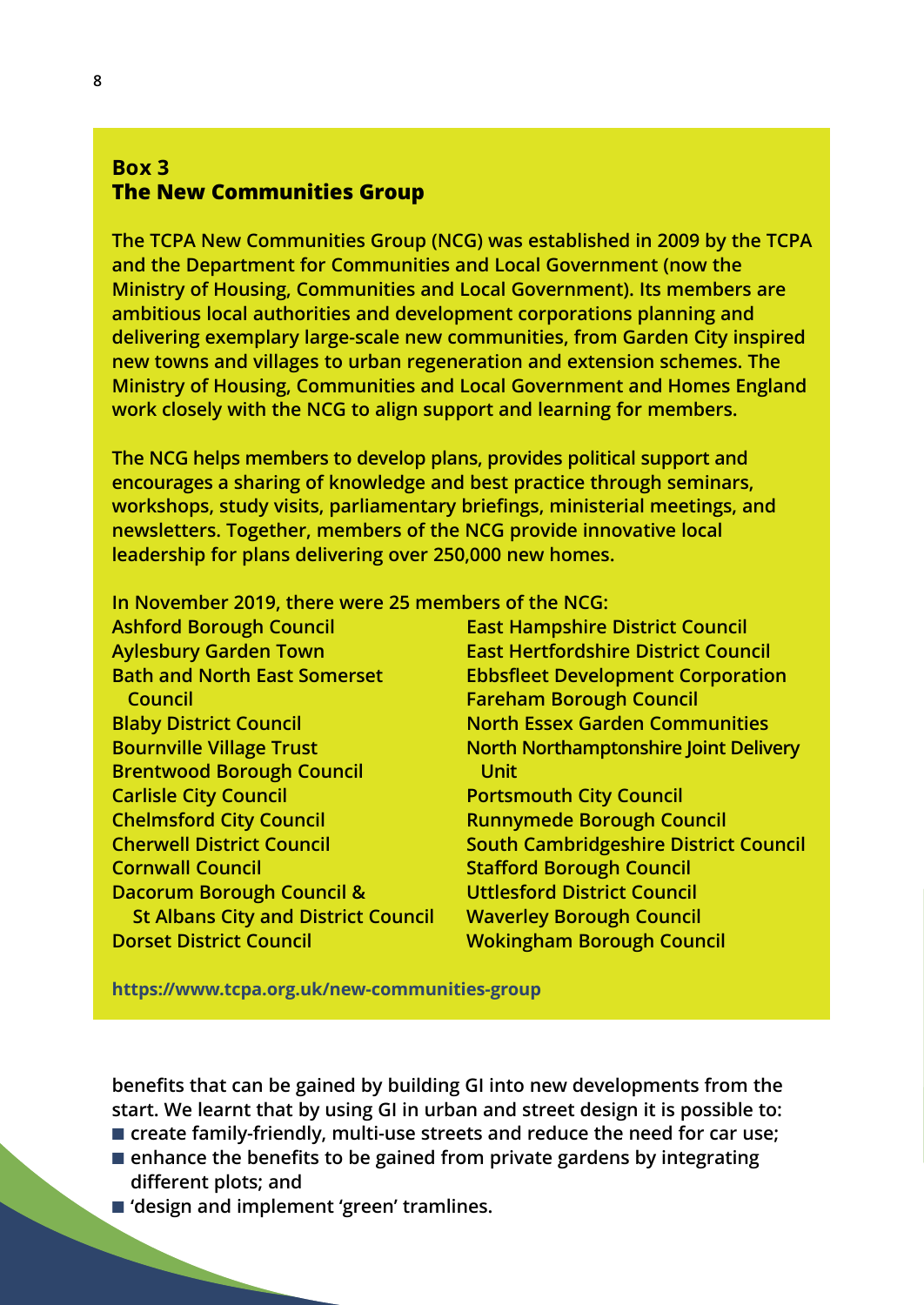### Box 3
### The New Communities Group

The TCPA New Communities Group (NCG) was established in 2009 by the TCPA and the Department for Communities and Local Government (now the Ministry of Housing, Communities and Local Government). Its members are ambitious local authorities and development corporations planning and delivering exemplary large-scale new communities, from Garden City inspired new towns and villages to urban regeneration and extension schemes. The Ministry of Housing, Communities and Local Government and Homes England work closely with the NCG to align support and learning for members.

The NCG helps members to develop plans, provides political support and encourages a sharing of knowledge and best practice through seminars, workshops, study visits, parliamentary briefings, ministerial meetings, and newsletters. Together, members of the NCG provide innovative local leadership for plans delivering over 250,000 new homes.

In November 2019, there were 25 members of the NCG:

Ashford Borough Council
Aylesbury Garden Town
Bath and North East Somerset Council
Blaby District Council
Bournville Village Trust
Brentwood Borough Council
Carlisle City Council
Chelmsford City Council
Cherwell District Council
Cornwall Council
Dacorum Borough Council & St Albans City and District Council
Dorset District Council
East Hampshire District Council
East Hertfordshire District Council
Ebbsfleet Development Corporation
Fareham Borough Council
North Essex Garden Communities
North Northamptonshire Joint Delivery Unit
Portsmouth City Council
Runnymede Borough Council
South Cambridgeshire District Council
Stafford Borough Council
Uttlesford District Council
Waverley Borough Council
Wokingham Borough Council

https://www.tcpa.org.uk/new-communities-group

benefits that can be gained by building GI into new developments from the start. We learnt that by using GI in urban and street design it is possible to:

- create family-friendly, multi-use streets and reduce the need for car use;
- enhance the benefits to be gained from private gardens by integrating different plots; and
- 'design and implement 'green' tramlines.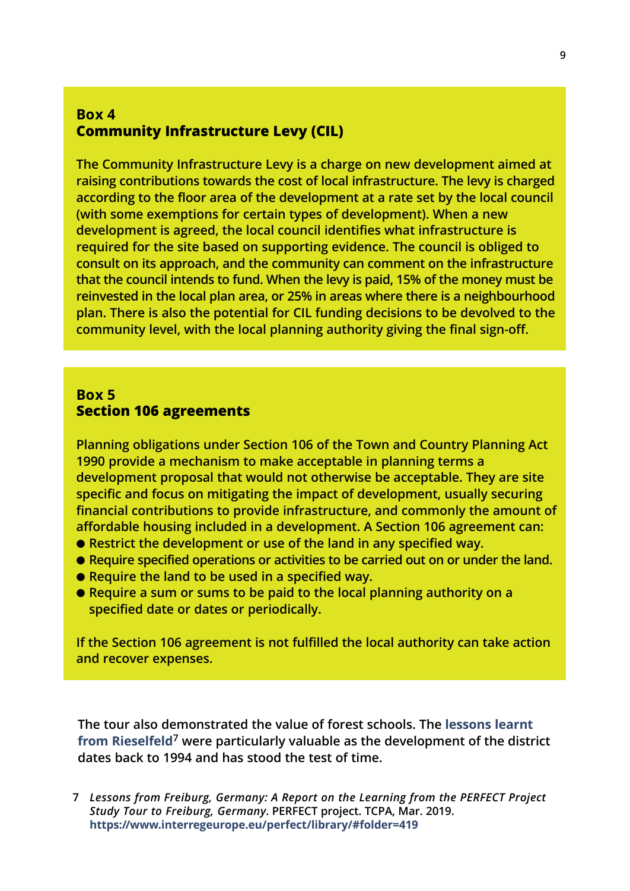### Box 4
### Community Infrastructure Levy (CIL)

The Community Infrastructure Levy is a charge on new development aimed at raising contributions towards the cost of local infrastructure. The levy is charged according to the floor area of the development at a rate set by the local council (with some exemptions for certain types of development). When a new development is agreed, the local council identifies what infrastructure is required for the site based on supporting evidence. The council is obliged to consult on its approach, and the community can comment on the infrastructure that the council intends to fund. When the levy is paid, 15% of the money must be reinvested in the local plan area, or 25% in areas where there is a neighbourhood plan. There is also the potential for CIL funding decisions to be devolved to the community level, with the local planning authority giving the final sign-off.

### Box 5
### Section 106 agreements

Planning obligations under Section 106 of the Town and Country Planning Act 1990 provide a mechanism to make acceptable in planning terms a development proposal that would not otherwise be acceptable. They are site specific and focus on mitigating the impact of development, usually securing financial contributions to provide infrastructure, and commonly the amount of affordable housing included in a development. A Section 106 agreement can:

- Restrict the development or use of the land in any specified way.
- Require specified operations or activities to be carried out on or under the land.
- Require the land to be used in a specified way.
- Require a sum or sums to be paid to the local planning authority on a specified date or dates or periodically.

If the Section 106 agreement is not fulfilled the local authority can take action and recover expenses.

The tour also demonstrated the value of forest schools. The lessons learnt from Rieselfeld[7] were particularly valuable as the development of the district dates back to 1994 and has stood the test of time.

7 *Lessons from Freiburg, Germany: A Report on the Learning from the PERFECT Project Study Tour to Freiburg, Germany*. PERFECT project. TCPA, Mar. 2019. https://www.interregeurope.eu/perfect/library/#folder=419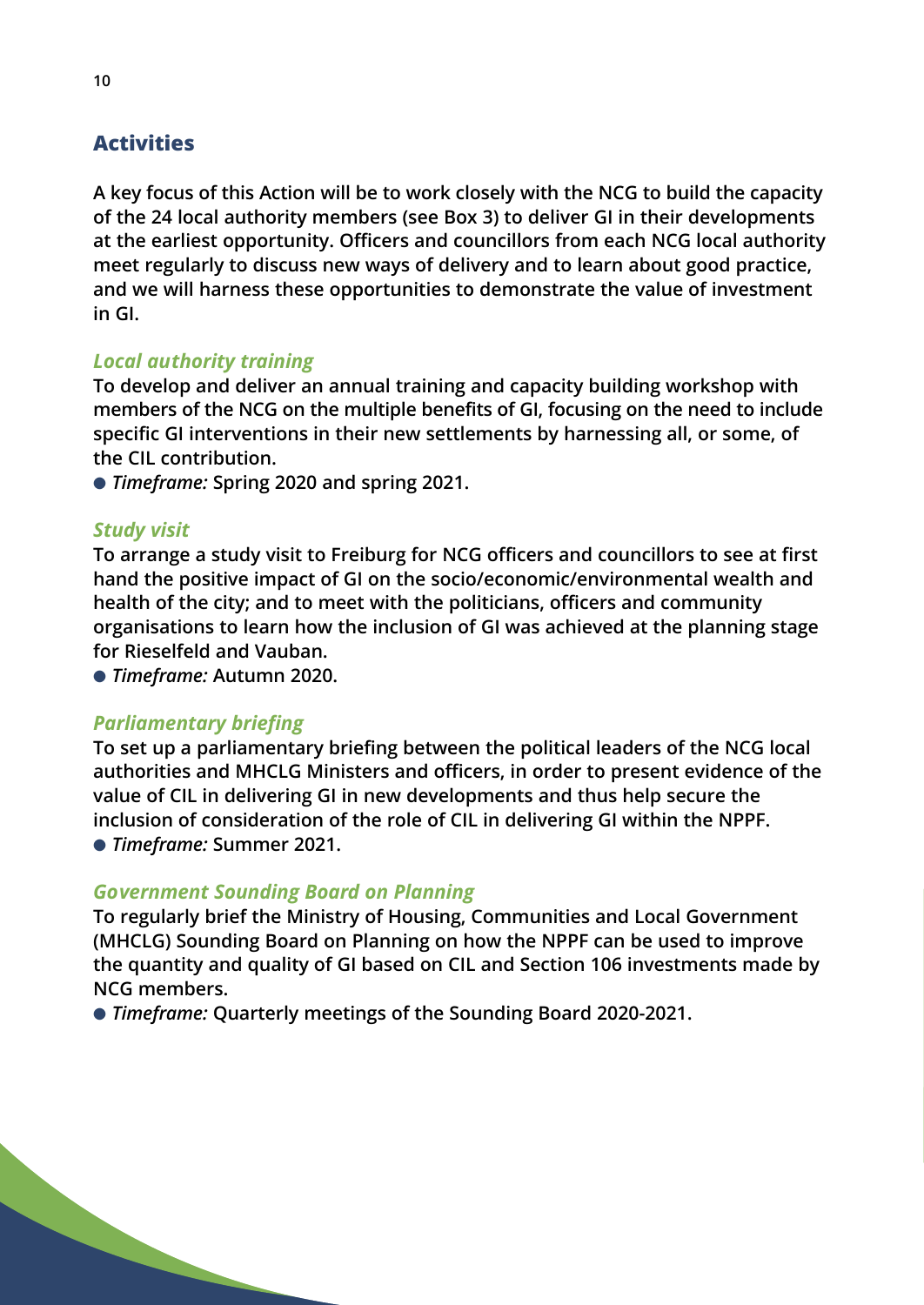## Activities

**A key focus of this Action will be to work closely with the NCG to build the capacity of the 24 local authority members (see Box 3) to deliver GI in their developments at the earliest opportunity. Officers and councillors from each NCG local authority meet regularly to discuss new ways of delivery and to learn about good practice, and we will harness these opportunities to demonstrate the value of investment in GI.**

### *Local authority training*

**To develop and deliver an annual training and capacity building workshop with members of the NCG on the multiple benefits of GI, focusing on the need to include specific GI interventions in their new settlements by harnessing all, or some, of the CIL contribution.**

- ***Timeframe:*** **Spring 2020 and spring 2021.**

### *Study visit*

**To arrange a study visit to Freiburg for NCG officers and councillors to see at first hand the positive impact of GI on the socio/economic/environmental wealth and health of the city; and to meet with the politicians, officers and community organisations to learn how the inclusion of GI was achieved at the planning stage for Rieselfeld and Vauban.**

- ***Timeframe:*** **Autumn 2020.**

### *Parliamentary briefing*

**To set up a parliamentary briefing between the political leaders of the NCG local authorities and MHCLG Ministers and officers, in order to present evidence of the value of CIL in delivering GI in new developments and thus help secure the inclusion of consideration of the role of CIL in delivering GI within the NPPF.**

- ***Timeframe:*** **Summer 2021.**

### *Government Sounding Board on Planning*

**To regularly brief the Ministry of Housing, Communities and Local Government (MHCLG) Sounding Board on Planning on how the NPPF can be used to improve the quantity and quality of GI based on CIL and Section 106 investments made by NCG members.**

- ***Timeframe:*** **Quarterly meetings of the Sounding Board 2020-2021.**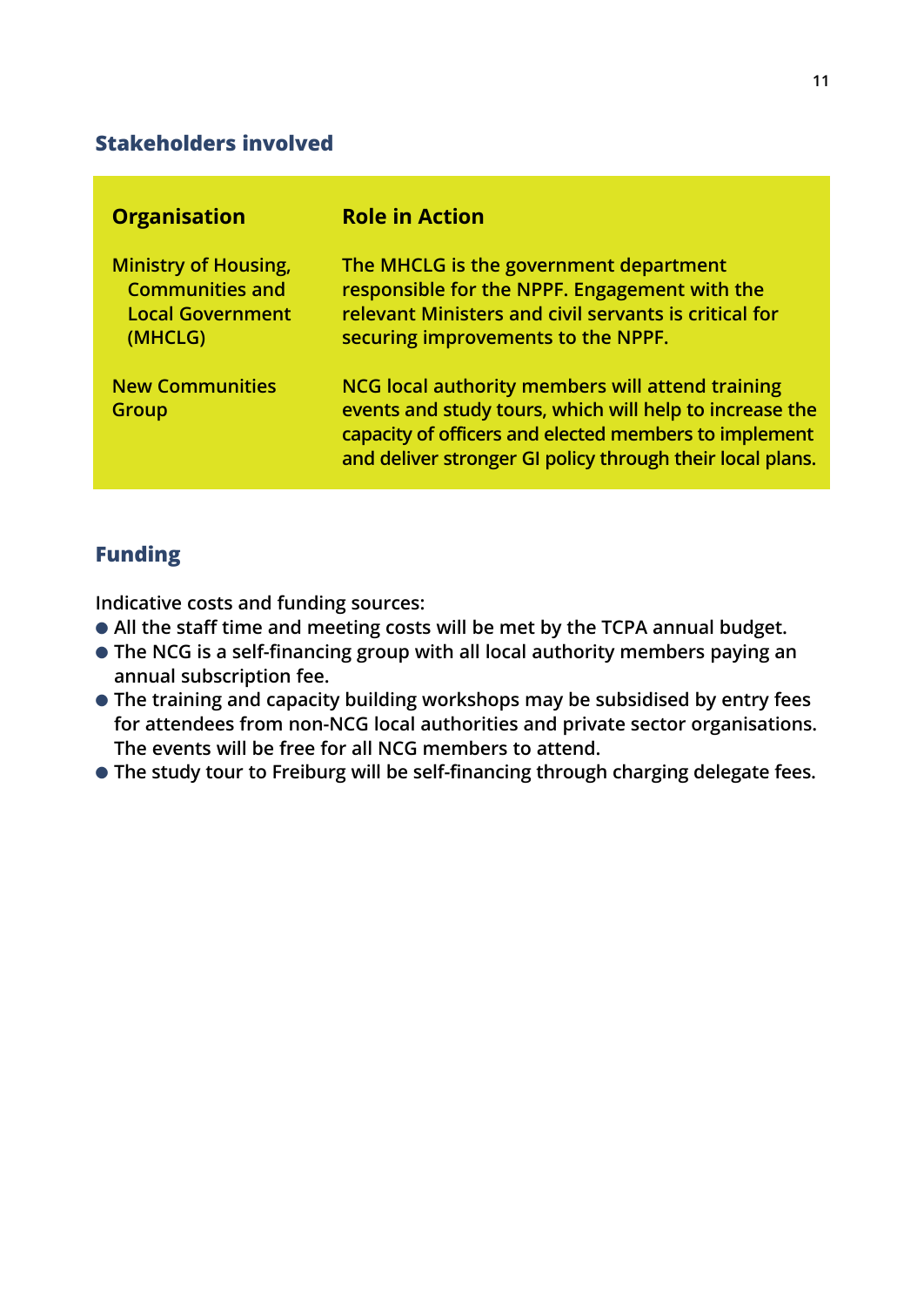## Stakeholders involved

| Organisation | Role in Action |
|---|---|
| Ministry of Housing, Communities and Local Government (MHCLG) | The MHCLG is the government department responsible for the NPPF. Engagement with the relevant Ministers and civil servants is critical for securing improvements to the NPPF. |
| New Communities Group | NCG local authority members will attend training events and study tours, which will help to increase the capacity of officers and elected members to implement and deliver stronger GI policy through their local plans. |

## Funding

Indicative costs and funding sources:

- All the staff time and meeting costs will be met by the TCPA annual budget.
- The NCG is a self-financing group with all local authority members paying an annual subscription fee.
- The training and capacity building workshops may be subsidised by entry fees for attendees from non-NCG local authorities and private sector organisations. The events will be free for all NCG members to attend.
- The study tour to Freiburg will be self-financing through charging delegate fees.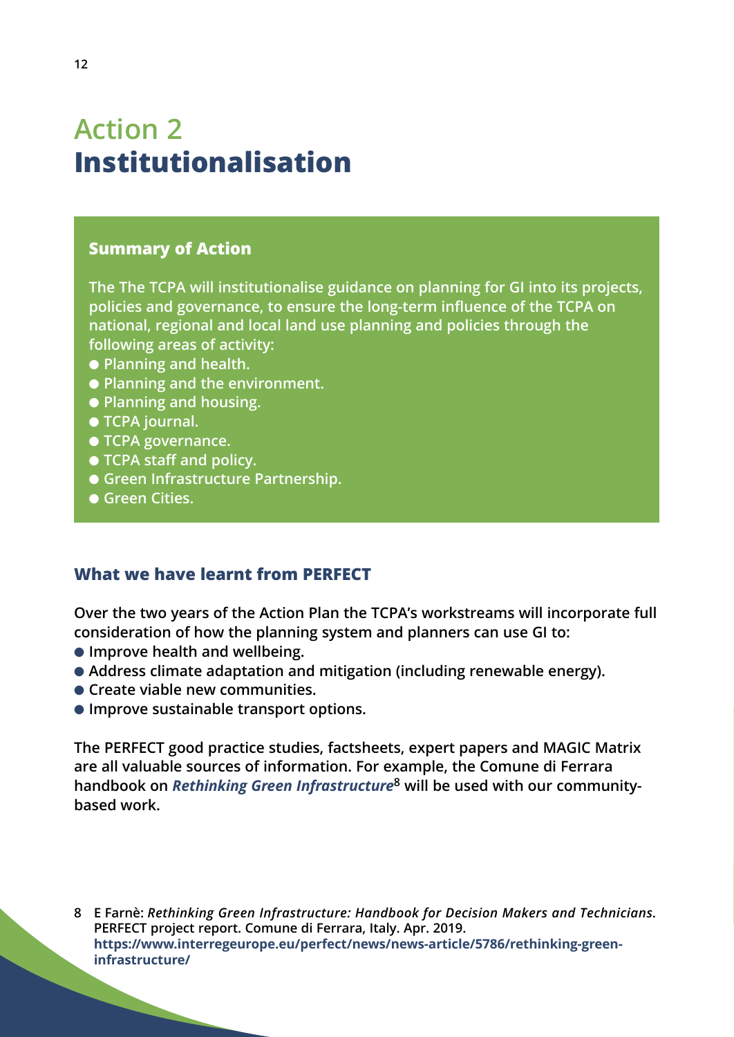# Action 2
# Institutionalisation

### Summary of Action

The The TCPA will institutionalise guidance on planning for GI into its projects, policies and governance, to ensure the long-term influence of the TCPA on national, regional and local land use planning and policies through the following areas of activity:

- Planning and health.
- Planning and the environment.
- Planning and housing.
- TCPA journal.
- TCPA governance.
- TCPA staff and policy.
- Green Infrastructure Partnership.
- Green Cities.

### What we have learnt from PERFECT

Over the two years of the Action Plan the TCPA's workstreams will incorporate full consideration of how the planning system and planners can use GI to:

- Improve health and wellbeing.
- Address climate adaptation and mitigation (including renewable energy).
- Create viable new communities.
- Improve sustainable transport options.

The PERFECT good practice studies, factsheets, expert papers and MAGIC Matrix are all valuable sources of information. For example, the Comune di Ferrara handbook on ***Rethinking Green Infrastructure***[8] will be used with our community-based work.

8 E Farnè: *Rethinking Green Infrastructure: Handbook for Decision Makers and Technicians*. PERFECT project report. Comune di Ferrara, Italy. Apr. 2019. https://www.interregeurope.eu/perfect/news/news-article/5786/rethinking-green-infrastructure/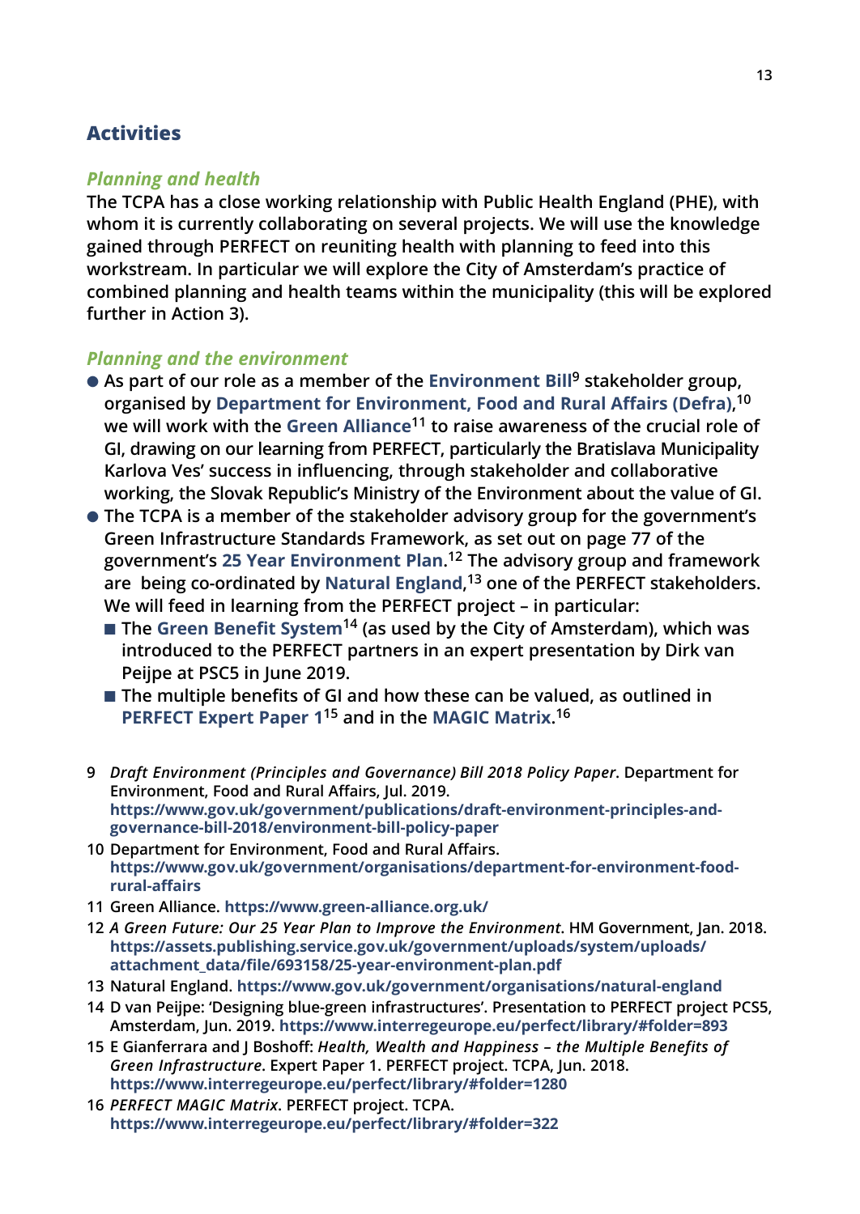## Activities

### *Planning and health*

**The TCPA has a close working relationship with Public Health England (PHE), with whom it is currently collaborating on several projects. We will use the knowledge gained through PERFECT on reuniting health with planning to feed into this workstream. In particular we will explore the City of Amsterdam's practice of combined planning and health teams within the municipality (this will be explored further in Action 3).**

### *Planning and the environment*

- **As part of our role as a member of the Environment Bill[9] stakeholder group, organised by Department for Environment, Food and Rural Affairs (Defra),[10] we will work with the Green Alliance[11] to raise awareness of the crucial role of GI, drawing on our learning from PERFECT, particularly the Bratislava Municipality Karlova Ves' success in influencing, through stakeholder and collaborative working, the Slovak Republic's Ministry of the Environment about the value of GI.**
- **The TCPA is a member of the stakeholder advisory group for the government's Green Infrastructure Standards Framework, as set out on page 77 of the government's 25 Year Environment Plan.[12] The advisory group and framework are being co-ordinated by Natural England,[13] one of the PERFECT stakeholders. We will feed in learning from the PERFECT project – in particular:**
  - **The Green Benefit System[14] (as used by the City of Amsterdam), which was introduced to the PERFECT partners in an expert presentation by Dirk van Peijpe at PSC5 in June 2019.**
  - **The multiple benefits of GI and how these can be valued, as outlined in PERFECT Expert Paper 1[15] and in the MAGIC Matrix.[16]**

---

9 *Draft Environment (Principles and Governance) Bill 2018 Policy Paper*. Department for Environment, Food and Rural Affairs, Jul. 2019. https://www.gov.uk/government/publications/draft-environment-principles-and-governance-bill-2018/environment-bill-policy-paper

10 Department for Environment, Food and Rural Affairs. https://www.gov.uk/government/organisations/department-for-environment-food-rural-affairs

11 Green Alliance. https://www.green-alliance.org.uk/

12 *A Green Future: Our 25 Year Plan to Improve the Environment*. HM Government, Jan. 2018. https://assets.publishing.service.gov.uk/government/uploads/system/uploads/attachment_data/file/693158/25-year-environment-plan.pdf

13 Natural England. https://www.gov.uk/government/organisations/natural-england

14 D van Peijpe: 'Designing blue-green infrastructures'. Presentation to PERFECT project PCS5, Amsterdam, Jun. 2019. https://www.interregeurope.eu/perfect/library/#folder=893

15 E Gianferrara and J Boshoff: *Health, Wealth and Happiness – the Multiple Benefits of Green Infrastructure*. Expert Paper 1. PERFECT project. TCPA, Jun. 2018. https://www.interregeurope.eu/perfect/library/#folder=1280

16 *PERFECT MAGIC Matrix*. PERFECT project. TCPA. https://www.interregeurope.eu/perfect/library/#folder=322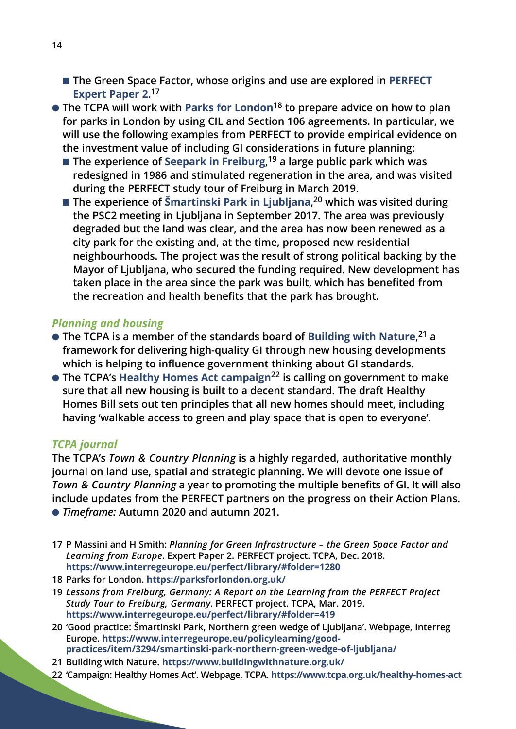- The Green Space Factor, whose origins and use are explored in **PERFECT Expert Paper 2**.[17]

- The TCPA will work with **Parks for London**[18] to prepare advice on how to plan for parks in London by using CIL and Section 106 agreements. In particular, we will use the following examples from PERFECT to provide empirical evidence on the investment value of including GI considerations in future planning:
  - The experience of **Seepark in Freiburg**,[19] a large public park which was redesigned in 1986 and stimulated regeneration in the area, and was visited during the PERFECT study tour of Freiburg in March 2019.
  - The experience of **Šmartinski Park in Ljubljana**,[20] which was visited during the PSC2 meeting in Ljubljana in September 2017. The area was previously degraded but the land was clear, and the area has now been renewed as a city park for the existing and, at the time, proposed new residential neighbourhoods. The project was the result of strong political backing by the Mayor of Ljubljana, who secured the funding required. New development has taken place in the area since the park was built, which has benefited from the recreation and health benefits that the park has brought.

### *Planning and housing*

- The TCPA is a member of the standards board of **Building with Nature**,[21] a framework for delivering high-quality GI through new housing developments which is helping to influence government thinking about GI standards.
- The TCPA's **Healthy Homes Act campaign**[22] is calling on government to make sure that all new housing is built to a decent standard. The draft Healthy Homes Bill sets out ten principles that all new homes should meet, including having 'walkable access to green and play space that is open to everyone'.

### *TCPA journal*

The TCPA's *Town & Country Planning* is a highly regarded, authoritative monthly journal on land use, spatial and strategic planning. We will devote one issue of *Town & Country Planning* a year to promoting the multiple benefits of GI. It will also include updates from the PERFECT partners on the progress on their Action Plans.

- *Timeframe:* Autumn 2020 and autumn 2021.

---

17 P Massini and H Smith: *Planning for Green Infrastructure – the Green Space Factor and Learning from Europe*. Expert Paper 2. PERFECT project. TCPA, Dec. 2018. https://www.interregeurope.eu/perfect/library/#folder=1280

18 Parks for London. https://parksforlondon.org.uk/

19 *Lessons from Freiburg, Germany: A Report on the Learning from the PERFECT Project Study Tour to Freiburg, Germany*. PERFECT project. TCPA, Mar. 2019. https://www.interregeurope.eu/perfect/library/#folder=419

20 'Good practice: Šmartinski Park, Northern green wedge of Ljubljana'. Webpage, Interreg Europe. https://www.interregeurope.eu/policylearning/good-practices/item/3294/smartinski-park-northern-green-wedge-of-ljubljana/

21 Building with Nature. https://www.buildingwithnature.org.uk/

22 'Campaign: Healthy Homes Act'. Webpage. TCPA. https://www.tcpa.org.uk/healthy-homes-act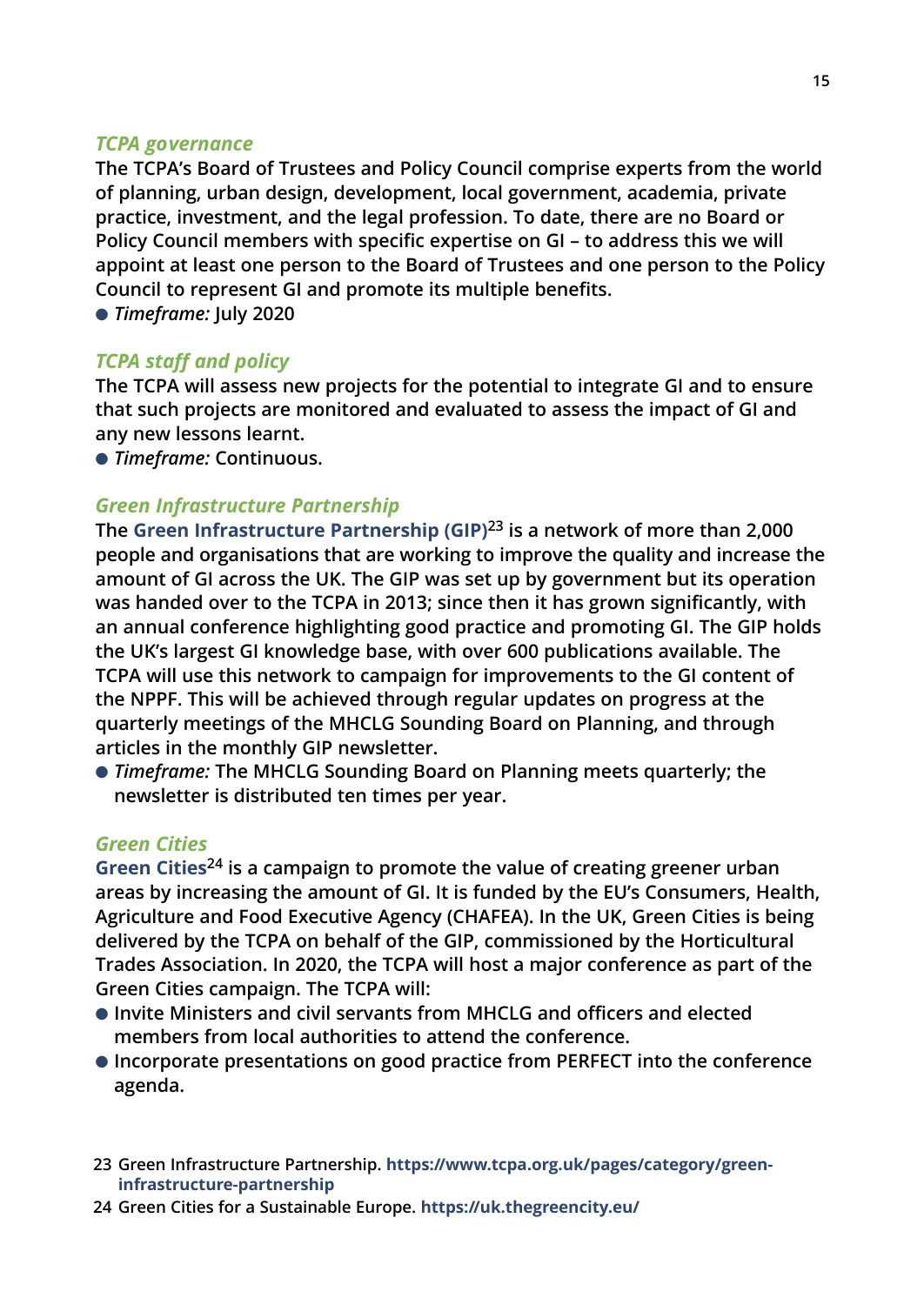### *TCPA governance*

The TCPA's Board of Trustees and Policy Council comprise experts from the world of planning, urban design, development, local government, academia, private practice, investment, and the legal profession. To date, there are no Board or Policy Council members with specific expertise on GI – to address this we will appoint at least one person to the Board of Trustees and one person to the Policy Council to represent GI and promote its multiple benefits.

- *Timeframe:* July 2020

### *TCPA staff and policy*

The TCPA will assess new projects for the potential to integrate GI and to ensure that such projects are monitored and evaluated to assess the impact of GI and any new lessons learnt.

- *Timeframe:* Continuous.

### *Green Infrastructure Partnership*

The **Green Infrastructure Partnership (GIP)**[23] is a network of more than 2,000 people and organisations that are working to improve the quality and increase the amount of GI across the UK. The GIP was set up by government but its operation was handed over to the TCPA in 2013; since then it has grown significantly, with an annual conference highlighting good practice and promoting GI. The GIP holds the UK's largest GI knowledge base, with over 600 publications available. The TCPA will use this network to campaign for improvements to the GI content of the NPPF. This will be achieved through regular updates on progress at the quarterly meetings of the MHCLG Sounding Board on Planning, and through articles in the monthly GIP newsletter.

- *Timeframe:* The MHCLG Sounding Board on Planning meets quarterly; the newsletter is distributed ten times per year.

### *Green Cities*

**Green Cities**[24] is a campaign to promote the value of creating greener urban areas by increasing the amount of GI. It is funded by the EU's Consumers, Health, Agriculture and Food Executive Agency (CHAFEA). In the UK, Green Cities is being delivered by the TCPA on behalf of the GIP, commissioned by the Horticultural Trades Association. In 2020, the TCPA will host a major conference as part of the Green Cities campaign. The TCPA will:

- Invite Ministers and civil servants from MHCLG and officers and elected members from local authorities to attend the conference.
- Incorporate presentations on good practice from PERFECT into the conference agenda.

23 Green Infrastructure Partnership. https://www.tcpa.org.uk/pages/category/green-infrastructure-partnership

24 Green Cities for a Sustainable Europe. https://uk.thegreencity.eu/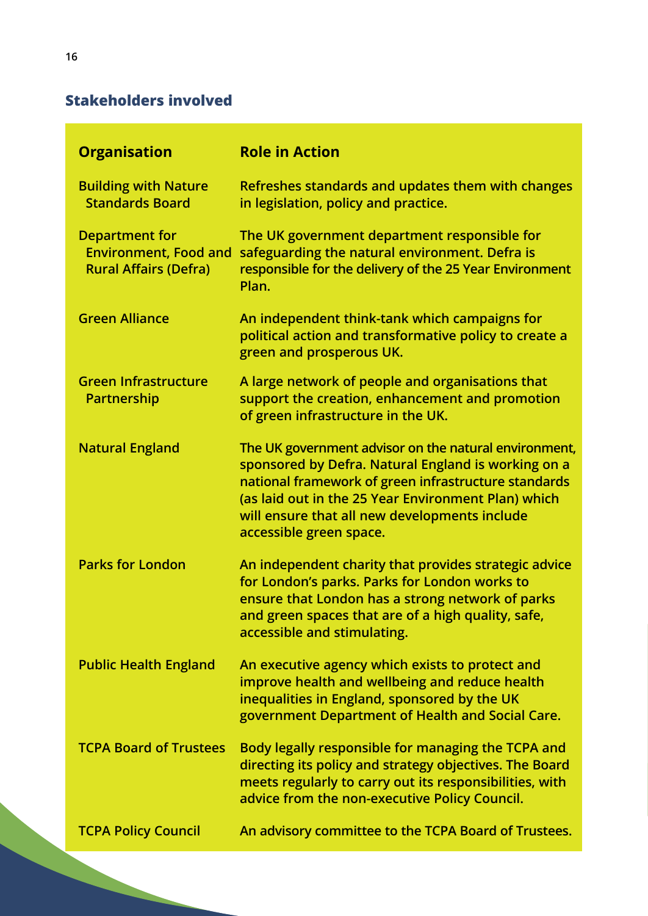## Stakeholders involved

| Organisation | Role in Action |
|---|---|
| Building with Nature Standards Board | Refreshes standards and updates them with changes in legislation, policy and practice. |
| Department for Environment, Food and Rural Affairs (Defra) | The UK government department responsible for safeguarding the natural environment. Defra is responsible for the delivery of the 25 Year Environment Plan. |
| Green Alliance | An independent think-tank which campaigns for political action and transformative policy to create a green and prosperous UK. |
| Green Infrastructure Partnership | A large network of people and organisations that support the creation, enhancement and promotion of green infrastructure in the UK. |
| Natural England | The UK government advisor on the natural environment, sponsored by Defra. Natural England is working on a national framework of green infrastructure standards (as laid out in the 25 Year Environment Plan) which will ensure that all new developments include accessible green space. |
| Parks for London | An independent charity that provides strategic advice for London's parks. Parks for London works to ensure that London has a strong network of parks and green spaces that are of a high quality, safe, accessible and stimulating. |
| Public Health England | An executive agency which exists to protect and improve health and wellbeing and reduce health inequalities in England, sponsored by the UK government Department of Health and Social Care. |
| TCPA Board of Trustees | Body legally responsible for managing the TCPA and directing its policy and strategy objectives. The Board meets regularly to carry out its responsibilities, with advice from the non-executive Policy Council. |
| TCPA Policy Council | An advisory committee to the TCPA Board of Trustees. |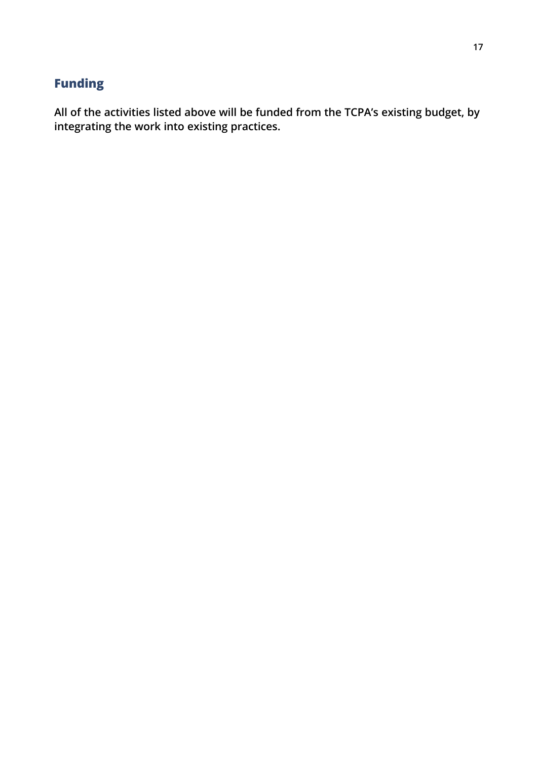## Funding

**All of the activities listed above will be funded from the TCPA's existing budget, by integrating the work into existing practices.**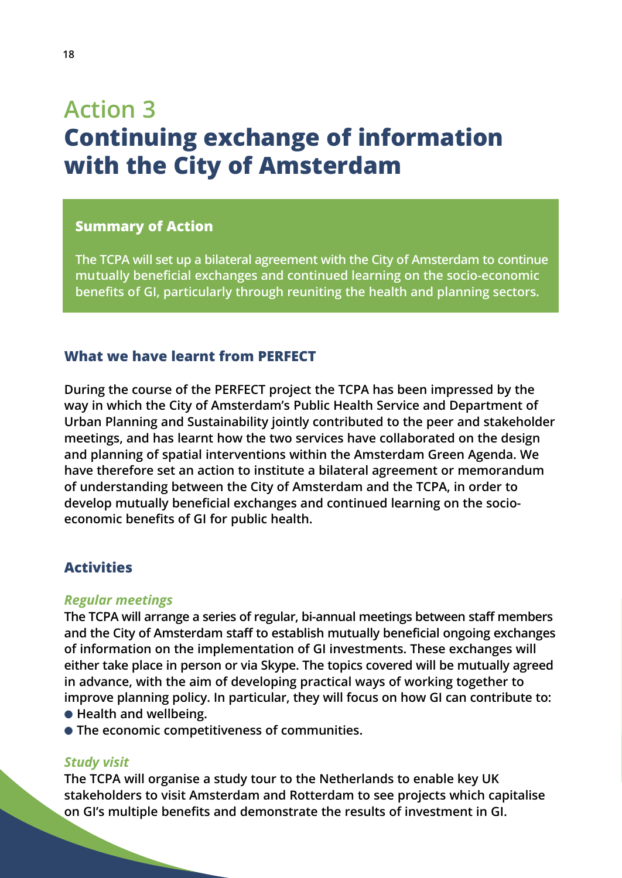# Action 3
# Continuing exchange of information with the City of Amsterdam

## Summary of Action

The TCPA will set up a bilateral agreement with the City of Amsterdam to continue mutually beneficial exchanges and continued learning on the socio-economic benefits of GI, particularly through reuniting the health and planning sectors.

## What we have learnt from PERFECT

During the course of the PERFECT project the TCPA has been impressed by the way in which the City of Amsterdam's Public Health Service and Department of Urban Planning and Sustainability jointly contributed to the peer and stakeholder meetings, and has learnt how the two services have collaborated on the design and planning of spatial interventions within the Amsterdam Green Agenda. We have therefore set an action to institute a bilateral agreement or memorandum of understanding between the City of Amsterdam and the TCPA, in order to develop mutually beneficial exchanges and continued learning on the socio-economic benefits of GI for public health.

## Activities

### *Regular meetings*

The TCPA will arrange a series of regular, bi-annual meetings between staff members and the City of Amsterdam staff to establish mutually beneficial ongoing exchanges of information on the implementation of GI investments. These exchanges will either take place in person or via Skype. The topics covered will be mutually agreed in advance, with the aim of developing practical ways of working together to improve planning policy. In particular, they will focus on how GI can contribute to:

- Health and wellbeing.
- The economic competitiveness of communities.

### *Study visit*

The TCPA will organise a study tour to the Netherlands to enable key UK stakeholders to visit Amsterdam and Rotterdam to see projects which capitalise on GI's multiple benefits and demonstrate the results of investment in GI.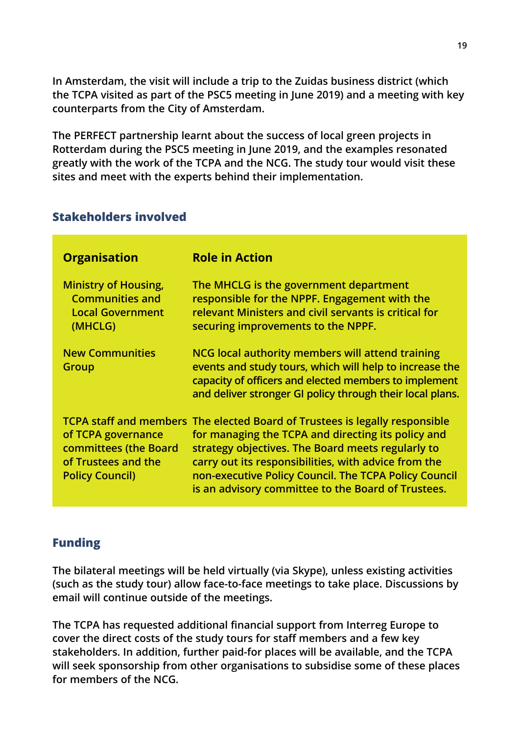In Amsterdam, the visit will include a trip to the Zuidas business district (which the TCPA visited as part of the PSC5 meeting in June 2019) and a meeting with key counterparts from the City of Amsterdam.

The PERFECT partnership learnt about the success of local green projects in Rotterdam during the PSC5 meeting in June 2019, and the examples resonated greatly with the work of the TCPA and the NCG. The study tour would visit these sites and meet with the experts behind their implementation.

## Stakeholders involved

| Organisation | Role in Action |
| --- | --- |
| Ministry of Housing, Communities and Local Government (MHCLG) | The MHCLG is the government department responsible for the NPPF. Engagement with the relevant Ministers and civil servants is critical for securing improvements to the NPPF. |
| New Communities Group | NCG local authority members will attend training events and study tours, which will help to increase the capacity of officers and elected members to implement and deliver stronger GI policy through their local plans. |
| TCPA staff and members of TCPA governance committees (the Board of Trustees and the Policy Council) | The elected Board of Trustees is legally responsible for managing the TCPA and directing its policy and strategy objectives. The Board meets regularly to carry out its responsibilities, with advice from the non-executive Policy Council. The TCPA Policy Council is an advisory committee to the Board of Trustees. |

## Funding

The bilateral meetings will be held virtually (via Skype), unless existing activities (such as the study tour) allow face-to-face meetings to take place. Discussions by email will continue outside of the meetings.

The TCPA has requested additional financial support from Interreg Europe to cover the direct costs of the study tours for staff members and a few key stakeholders. In addition, further paid-for places will be available, and the TCPA will seek sponsorship from other organisations to subsidise some of these places for members of the NCG.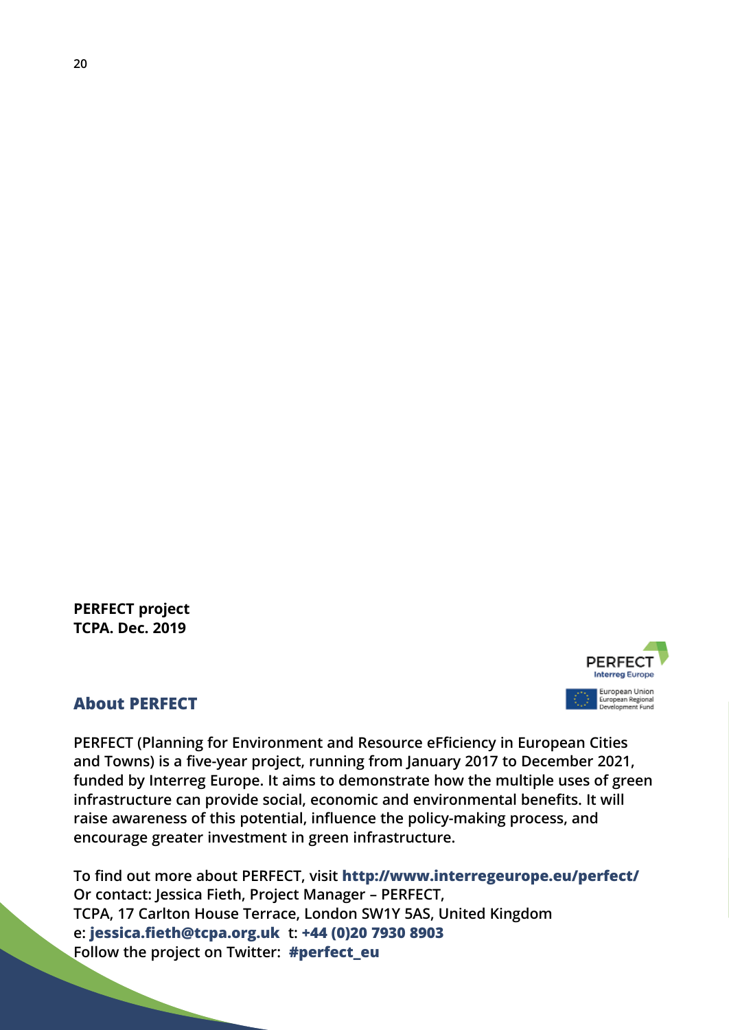**PERFECT project**
**TCPA. Dec. 2019**

## About PERFECT

**PERFECT (Planning for Environment and Resource eFficiency in European Cities and Towns) is a five-year project, running from January 2017 to December 2021, funded by Interreg Europe. It aims to demonstrate how the multiple uses of green infrastructure can provide social, economic and environmental benefits. It will raise awareness of this potential, influence the policy-making process, and encourage greater investment in green infrastructure.**

**To find out more about PERFECT, visit http://www.interregeurope.eu/perfect/**
**Or contact: Jessica Fieth, Project Manager – PERFECT,**
**TCPA, 17 Carlton House Terrace, London SW1Y 5AS, United Kingdom**
**e: jessica.fieth@tcpa.org.uk t: +44 (0)20 7930 8903**
**Follow the project on Twitter: #perfect_eu**